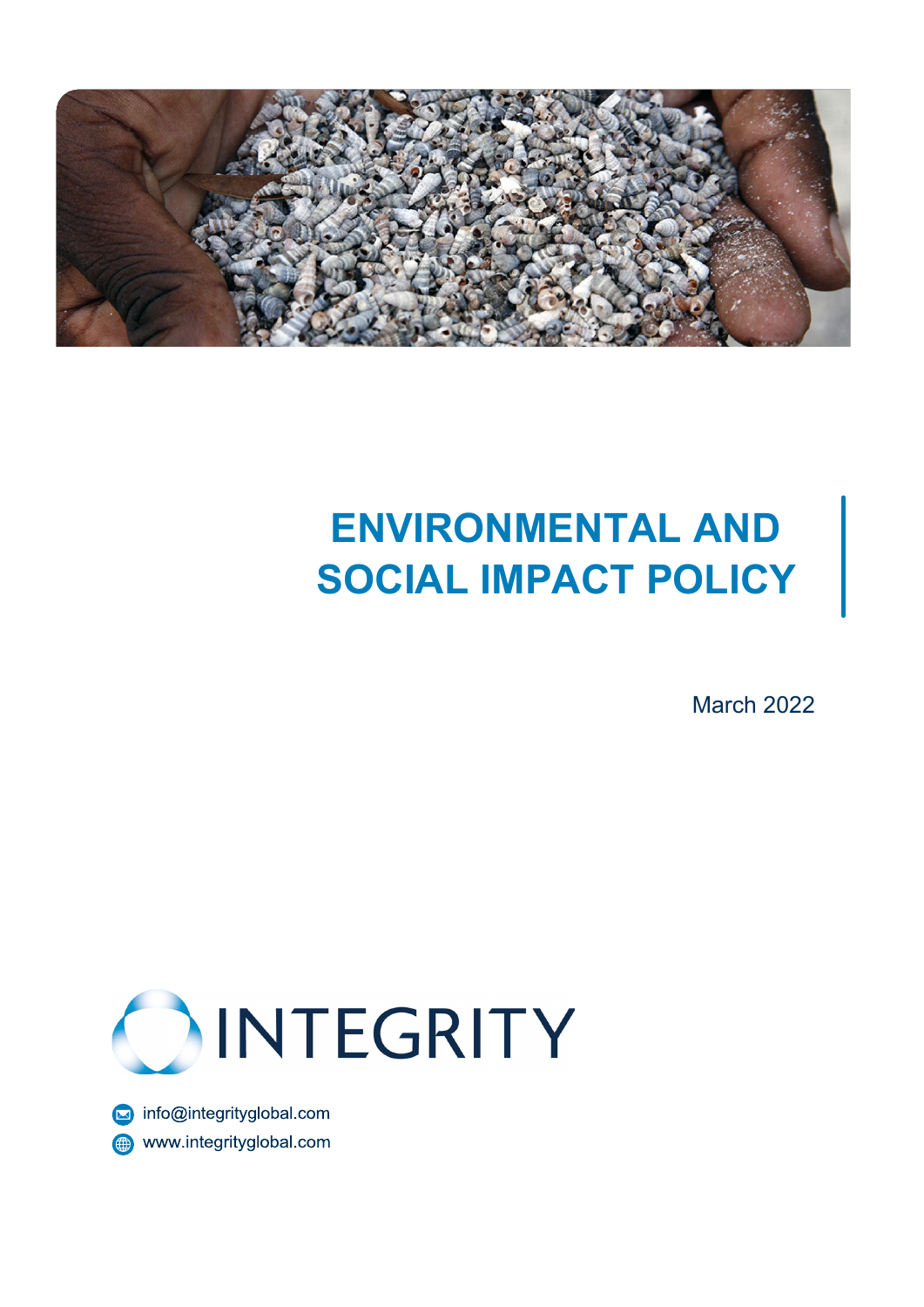# ENVIRONMENTAL AND SOCIAL IMPACT POLICY

March 2022

INTEGRITY

info@integrityglobal.com

www.integrityglobal.com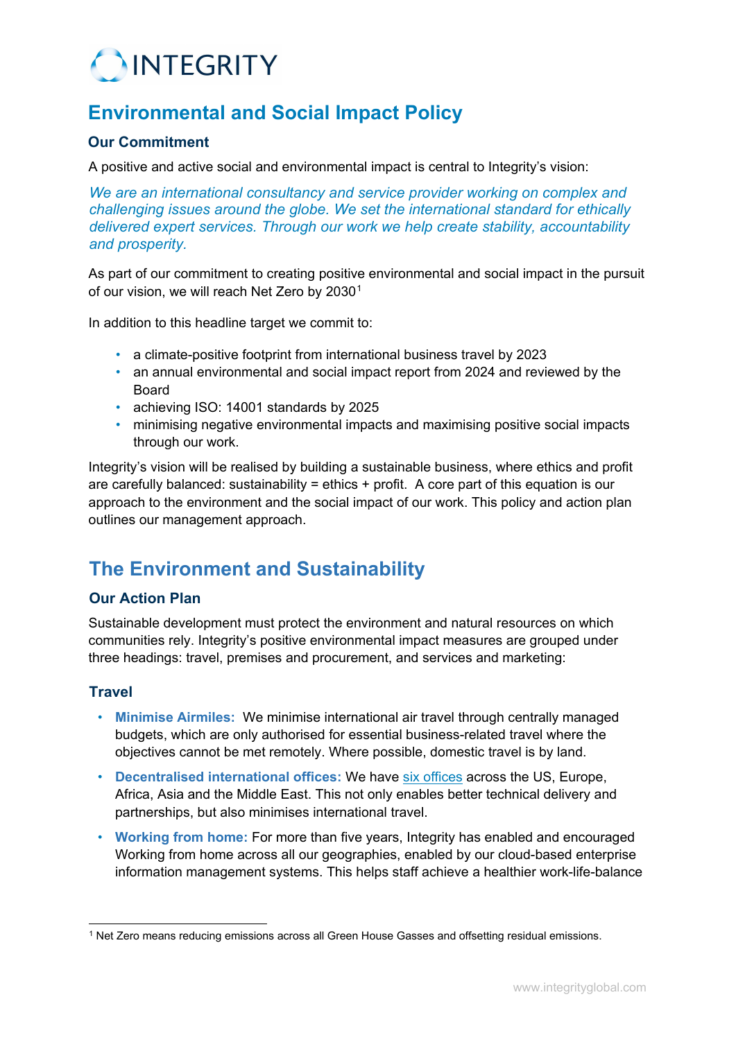# INTEGRITY

# Environmental and Social Impact Policy

### Our Commitment

A positive and active social and environmental impact is central to Integrity's vision:

*We are an international consultancy and service provider working on complex and challenging issues around the globe. We set the international standard for ethically delivered expert services. Through our work we help create stability, accountability and prosperity.*

As part of our commitment to creating positive environmental and social impact in the pursuit of our vision, we will reach Net Zero by 2030[1]

In addition to this headline target we commit to:

- a climate-positive footprint from international business travel by 2023
- an annual environmental and social impact report from 2024 and reviewed by the Board
- achieving ISO: 14001 standards by 2025
- minimising negative environmental impacts and maximising positive social impacts through our work.

Integrity's vision will be realised by building a sustainable business, where ethics and profit are carefully balanced: sustainability = ethics + profit. A core part of this equation is our approach to the environment and the social impact of our work. This policy and action plan outlines our management approach.

## The Environment and Sustainability

### Our Action Plan

Sustainable development must protect the environment and natural resources on which communities rely. Integrity's positive environmental impact measures are grouped under three headings: travel, premises and procurement, and services and marketing:

### Travel

- **Minimise Airmiles:** We minimise international air travel through centrally managed budgets, which are only authorised for essential business-related travel where the objectives cannot be met remotely. Where possible, domestic travel is by land.
- **Decentralised international offices:** We have six offices across the US, Europe, Africa, Asia and the Middle East. This not only enables better technical delivery and partnerships, but also minimises international travel.
- **Working from home:** For more than five years, Integrity has enabled and encouraged Working from home across all our geographies, enabled by our cloud-based enterprise information management systems. This helps staff achieve a healthier work-life-balance

[1] Net Zero means reducing emissions across all Green House Gasses and offsetting residual emissions.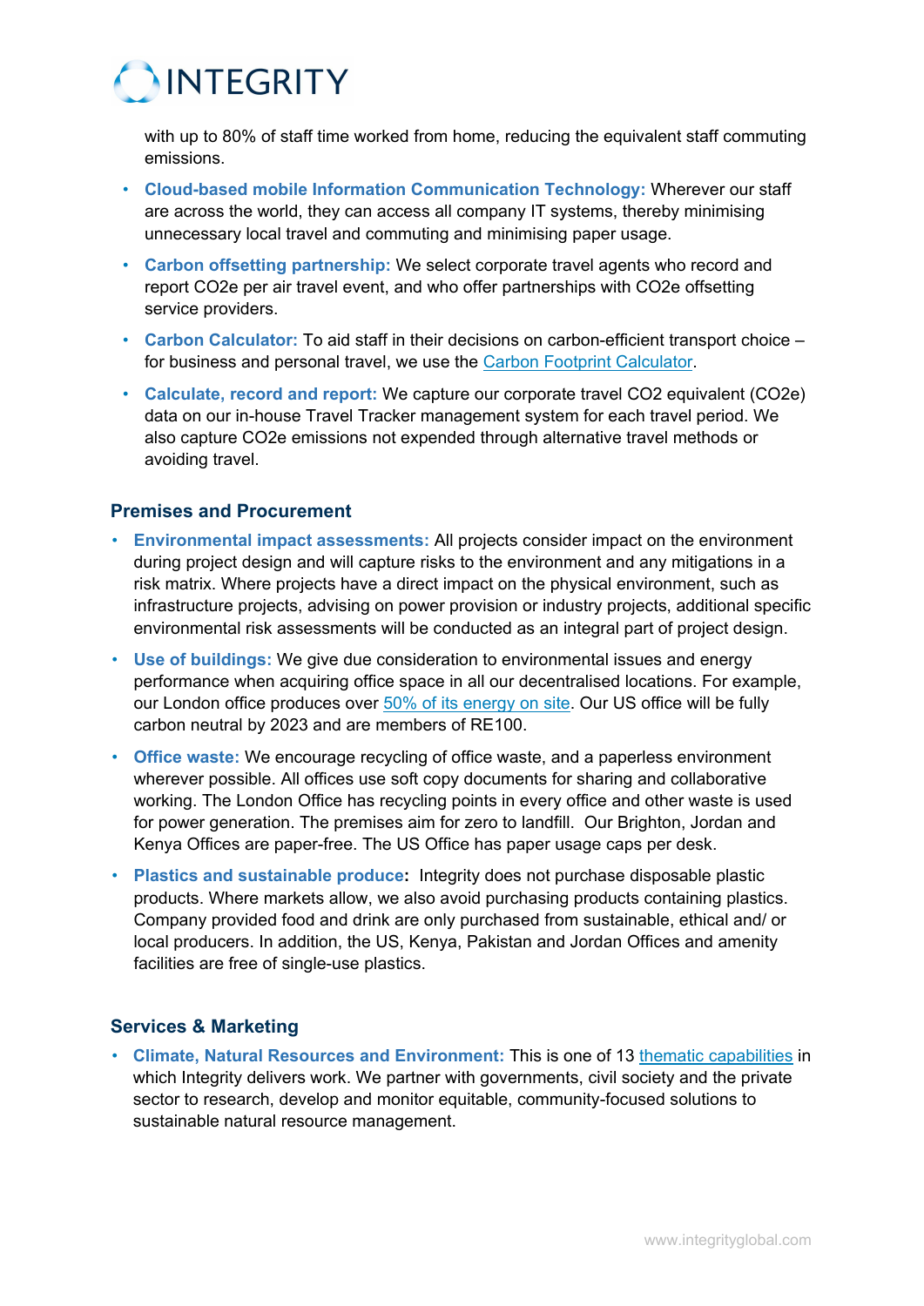with up to 80% of staff time worked from home, reducing the equivalent staff commuting emissions.

- **Cloud-based mobile Information Communication Technology:** Wherever our staff are across the world, they can access all company IT systems, thereby minimising unnecessary local travel and commuting and minimising paper usage.
- **Carbon offsetting partnership:** We select corporate travel agents who record and report CO2e per air travel event, and who offer partnerships with CO2e offsetting service providers.
- **Carbon Calculator:** To aid staff in their decisions on carbon-efficient transport choice – for business and personal travel, we use the Carbon Footprint Calculator.
- **Calculate, record and report:** We capture our corporate travel CO2 equivalent (CO2e) data on our in-house Travel Tracker management system for each travel period. We also capture CO2e emissions not expended through alternative travel methods or avoiding travel.

## Premises and Procurement

- **Environmental impact assessments:** All projects consider impact on the environment during project design and will capture risks to the environment and any mitigations in a risk matrix. Where projects have a direct impact on the physical environment, such as infrastructure projects, advising on power provision or industry projects, additional specific environmental risk assessments will be conducted as an integral part of project design.
- **Use of buildings:** We give due consideration to environmental issues and energy performance when acquiring office space in all our decentralised locations. For example, our London office produces over 50% of its energy on site. Our US office will be fully carbon neutral by 2023 and are members of RE100.
- **Office waste:** We encourage recycling of office waste, and a paperless environment wherever possible. All offices use soft copy documents for sharing and collaborative working. The London Office has recycling points in every office and other waste is used for power generation. The premises aim for zero to landfill. Our Brighton, Jordan and Kenya Offices are paper-free. The US Office has paper usage caps per desk.
- **Plastics and sustainable produce:** Integrity does not purchase disposable plastic products. Where markets allow, we also avoid purchasing products containing plastics. Company provided food and drink are only purchased from sustainable, ethical and/ or local producers. In addition, the US, Kenya, Pakistan and Jordan Offices and amenity facilities are free of single-use plastics.

## Services & Marketing

- **Climate, Natural Resources and Environment:** This is one of 13 thematic capabilities in which Integrity delivers work. We partner with governments, civil society and the private sector to research, develop and monitor equitable, community-focused solutions to sustainable natural resource management.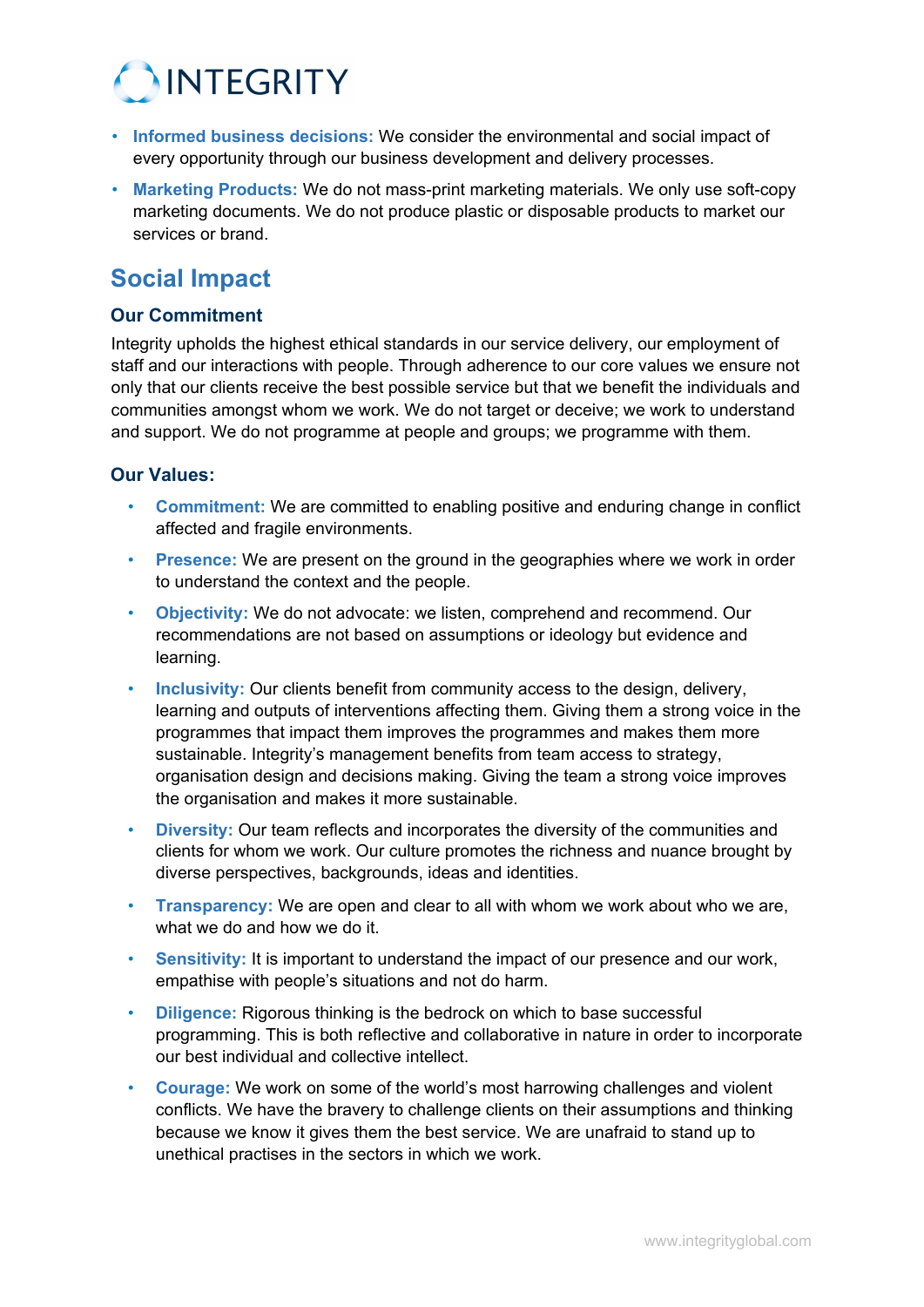- **Informed business decisions:** We consider the environmental and social impact of every opportunity through our business development and delivery processes.
- **Marketing Products:** We do not mass-print marketing materials. We only use soft-copy marketing documents. We do not produce plastic or disposable products to market our services or brand.

## Social Impact

### Our Commitment

Integrity upholds the highest ethical standards in our service delivery, our employment of staff and our interactions with people. Through adherence to our core values we ensure not only that our clients receive the best possible service but that we benefit the individuals and communities amongst whom we work. We do not target or deceive; we work to understand and support. We do not programme at people and groups; we programme with them.

### Our Values:

- **Commitment:** We are committed to enabling positive and enduring change in conflict affected and fragile environments.
- **Presence:** We are present on the ground in the geographies where we work in order to understand the context and the people.
- **Objectivity:** We do not advocate: we listen, comprehend and recommend. Our recommendations are not based on assumptions or ideology but evidence and learning.
- **Inclusivity:** Our clients benefit from community access to the design, delivery, learning and outputs of interventions affecting them. Giving them a strong voice in the programmes that impact them improves the programmes and makes them more sustainable. Integrity's management benefits from team access to strategy, organisation design and decisions making. Giving the team a strong voice improves the organisation and makes it more sustainable.
- **Diversity:** Our team reflects and incorporates the diversity of the communities and clients for whom we work. Our culture promotes the richness and nuance brought by diverse perspectives, backgrounds, ideas and identities.
- **Transparency:** We are open and clear to all with whom we work about who we are, what we do and how we do it.
- **Sensitivity:** It is important to understand the impact of our presence and our work, empathise with people's situations and not do harm.
- **Diligence:** Rigorous thinking is the bedrock on which to base successful programming. This is both reflective and collaborative in nature in order to incorporate our best individual and collective intellect.
- **Courage:** We work on some of the world's most harrowing challenges and violent conflicts. We have the bravery to challenge clients on their assumptions and thinking because we know it gives them the best service. We are unafraid to stand up to unethical practises in the sectors in which we work.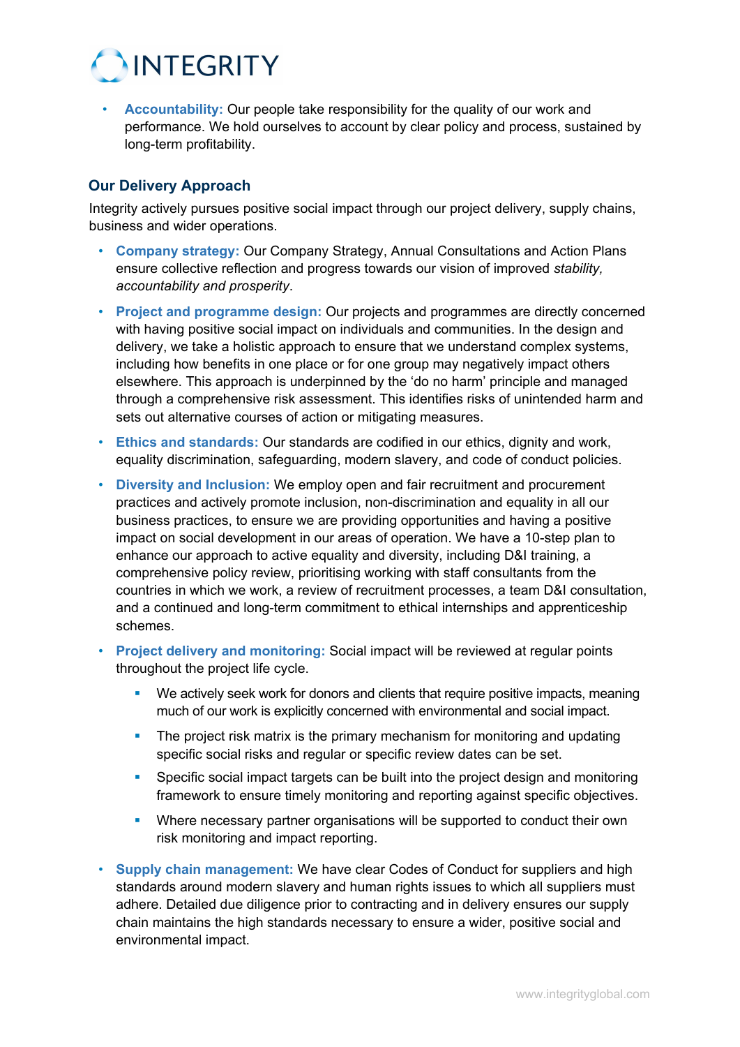- **Accountability:** Our people take responsibility for the quality of our work and performance. We hold ourselves to account by clear policy and process, sustained by long-term profitability.

## Our Delivery Approach

Integrity actively pursues positive social impact through our project delivery, supply chains, business and wider operations.

- **Company strategy:** Our Company Strategy, Annual Consultations and Action Plans ensure collective reflection and progress towards our vision of improved *stability, accountability and prosperity*.
- **Project and programme design:** Our projects and programmes are directly concerned with having positive social impact on individuals and communities. In the design and delivery, we take a holistic approach to ensure that we understand complex systems, including how benefits in one place or for one group may negatively impact others elsewhere. This approach is underpinned by the 'do no harm' principle and managed through a comprehensive risk assessment. This identifies risks of unintended harm and sets out alternative courses of action or mitigating measures.
- **Ethics and standards:** Our standards are codified in our ethics, dignity and work, equality discrimination, safeguarding, modern slavery, and code of conduct policies.
- **Diversity and Inclusion:** We employ open and fair recruitment and procurement practices and actively promote inclusion, non-discrimination and equality in all our business practices, to ensure we are providing opportunities and having a positive impact on social development in our areas of operation. We have a 10-step plan to enhance our approach to active equality and diversity, including D&I training, a comprehensive policy review, prioritising working with staff consultants from the countries in which we work, a review of recruitment processes, a team D&I consultation, and a continued and long-term commitment to ethical internships and apprenticeship schemes.
- **Project delivery and monitoring:** Social impact will be reviewed at regular points throughout the project life cycle.
    - We actively seek work for donors and clients that require positive impacts, meaning much of our work is explicitly concerned with environmental and social impact.
    - The project risk matrix is the primary mechanism for monitoring and updating specific social risks and regular or specific review dates can be set.
    - Specific social impact targets can be built into the project design and monitoring framework to ensure timely monitoring and reporting against specific objectives.
    - Where necessary partner organisations will be supported to conduct their own risk monitoring and impact reporting.
- **Supply chain management:** We have clear Codes of Conduct for suppliers and high standards around modern slavery and human rights issues to which all suppliers must adhere. Detailed due diligence prior to contracting and in delivery ensures our supply chain maintains the high standards necessary to ensure a wider, positive social and environmental impact.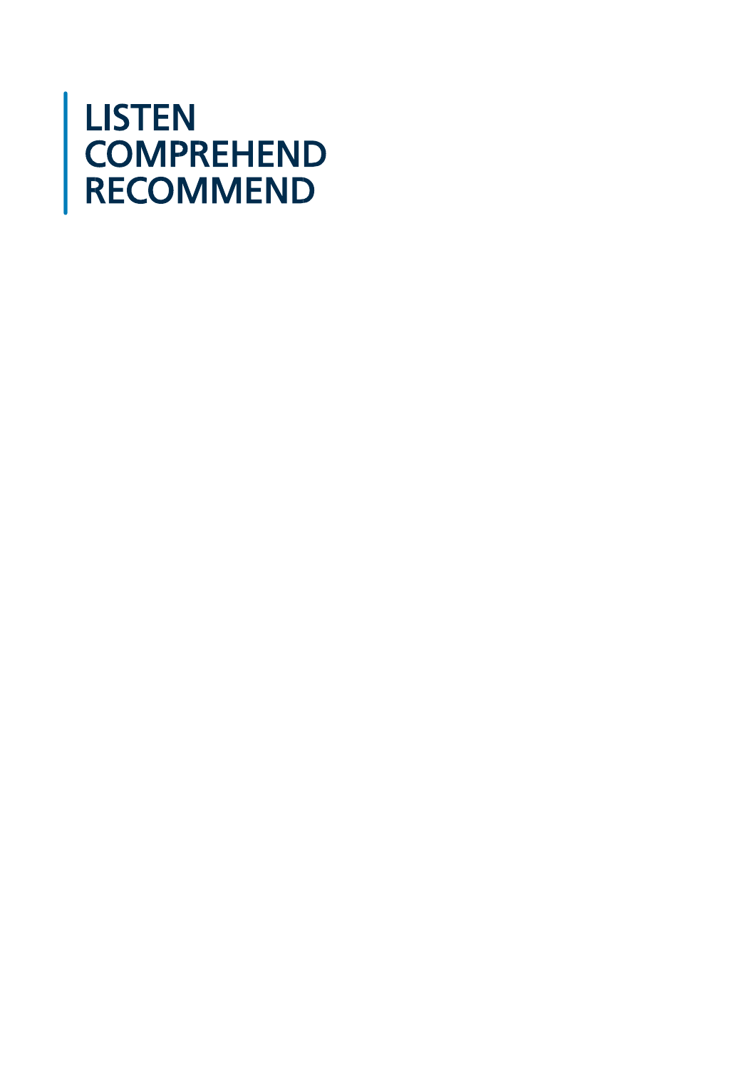LISTEN
COMPREHEND
RECOMMEND